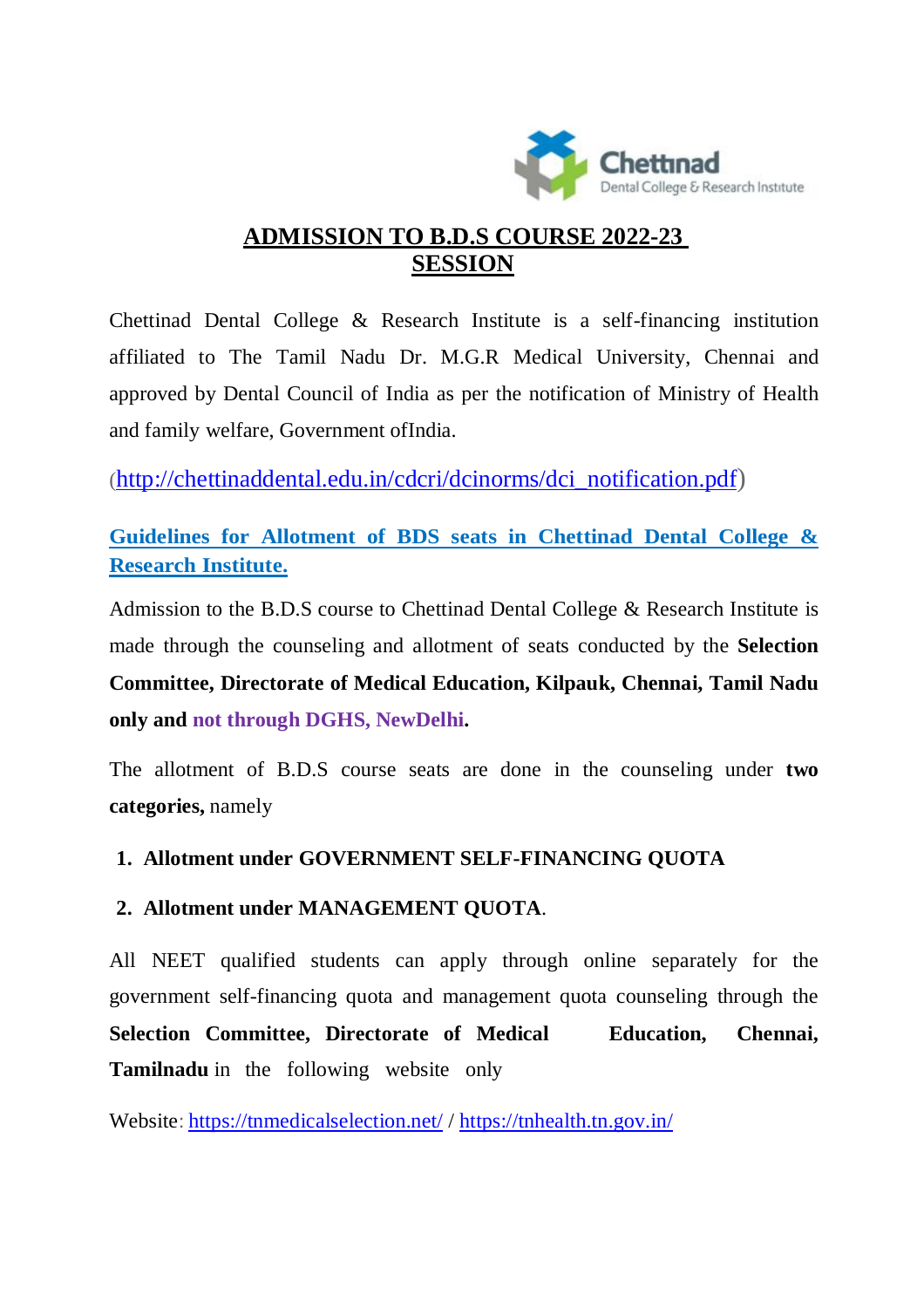Chettinad
Dental College & Research Institute

# ADMISSION TO B.D.S COURSE 2022-23 SESSION

Chettinad Dental College & Research Institute is a self-financing institution affiliated to The Tamil Nadu Dr. M.G.R Medical University, Chennai and approved by Dental Council of India as per the notification of Ministry of Health and family welfare, Government ofIndia.

(http://chettinaddental.edu.in/cdcri/dcinorms/dci_notification.pdf)

## Guidelines for Allotment of BDS seats in Chettinad Dental College & Research Institute.

Admission to the B.D.S course to Chettinad Dental College & Research Institute is made through the counseling and allotment of seats conducted by the **Selection Committee, Directorate of Medical Education, Kilpauk, Chennai, Tamil Nadu only and not through DGHS, NewDelhi.**

The allotment of B.D.S course seats are done in the counseling under **two categories,** namely

1. **Allotment under GOVERNMENT SELF-FINANCING QUOTA**
2. **Allotment under MANAGEMENT QUOTA**.

All NEET qualified students can apply through online separately for the government self-financing quota and management quota counseling through the **Selection Committee, Directorate of Medical Education, Chennai, Tamilnadu** in the following website only

Website: https://tnmedicalselection.net/ / https://tnhealth.tn.gov.in/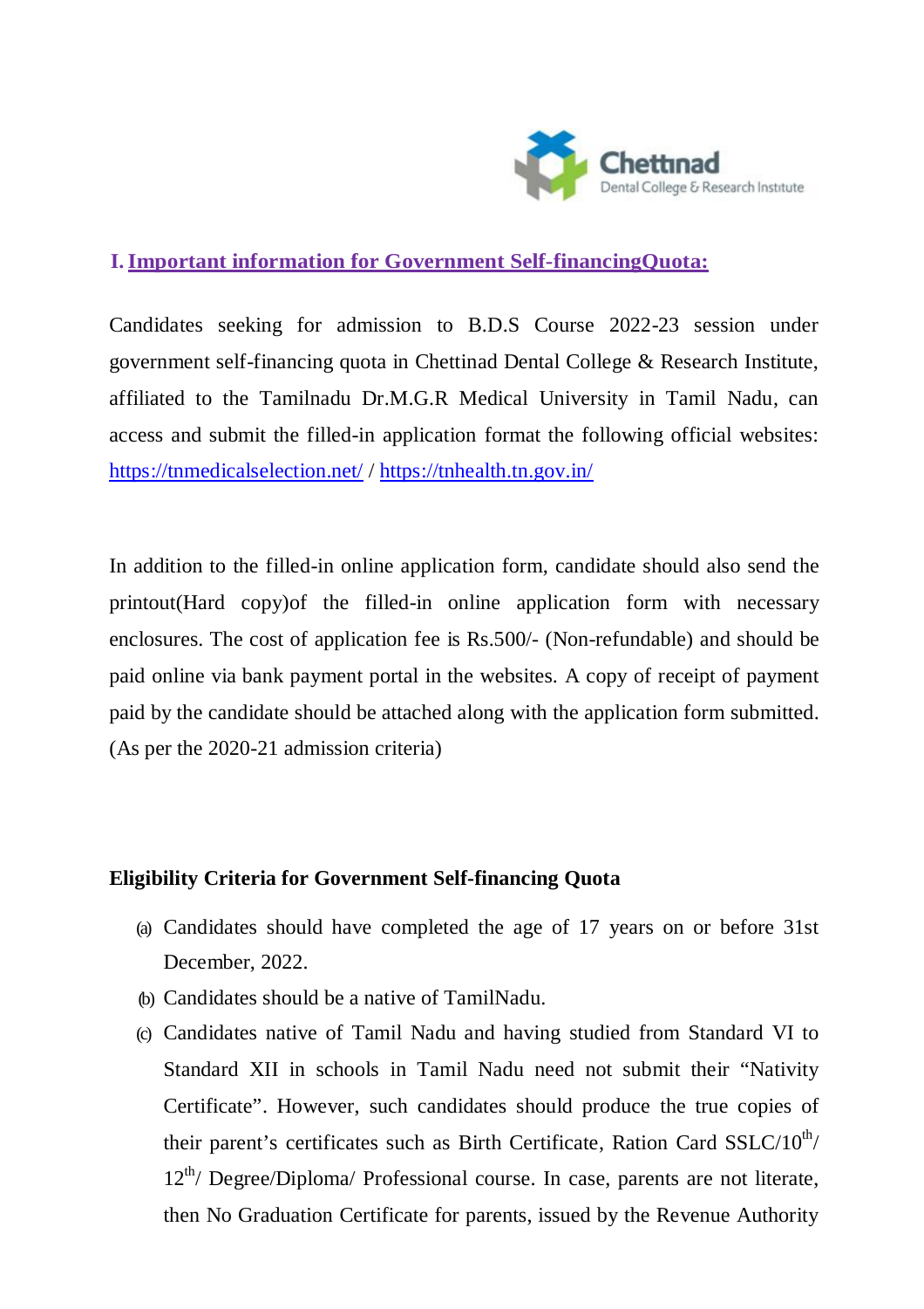## I. Important information for Government Self-financingQuota:

Candidates seeking for admission to B.D.S Course 2022-23 session under government self-financing quota in Chettinad Dental College & Research Institute, affiliated to the Tamilnadu Dr.M.G.R Medical University in Tamil Nadu, can access and submit the filled-in application format the following official websites: https://tnmedicalselection.net/ / https://tnhealth.tn.gov.in/

In addition to the filled-in online application form, candidate should also send the printout(Hard copy)of the filled-in online application form with necessary enclosures. The cost of application fee is Rs.500/- (Non-refundable) and should be paid online via bank payment portal in the websites. A copy of receipt of payment paid by the candidate should be attached along with the application form submitted. (As per the 2020-21 admission criteria)

**Eligibility Criteria for Government Self-financing Quota**

(a) Candidates should have completed the age of 17 years on or before 31st December, 2022.

(b) Candidates should be a native of TamilNadu.

(c) Candidates native of Tamil Nadu and having studied from Standard VI to Standard XII in schools in Tamil Nadu need not submit their "Nativity Certificate". However, such candidates should produce the true copies of their parent's certificates such as Birth Certificate, Ration Card SSLC/10th/ 12th/ Degree/Diploma/ Professional course. In case, parents are not literate, then No Graduation Certificate for parents, issued by the Revenue Authority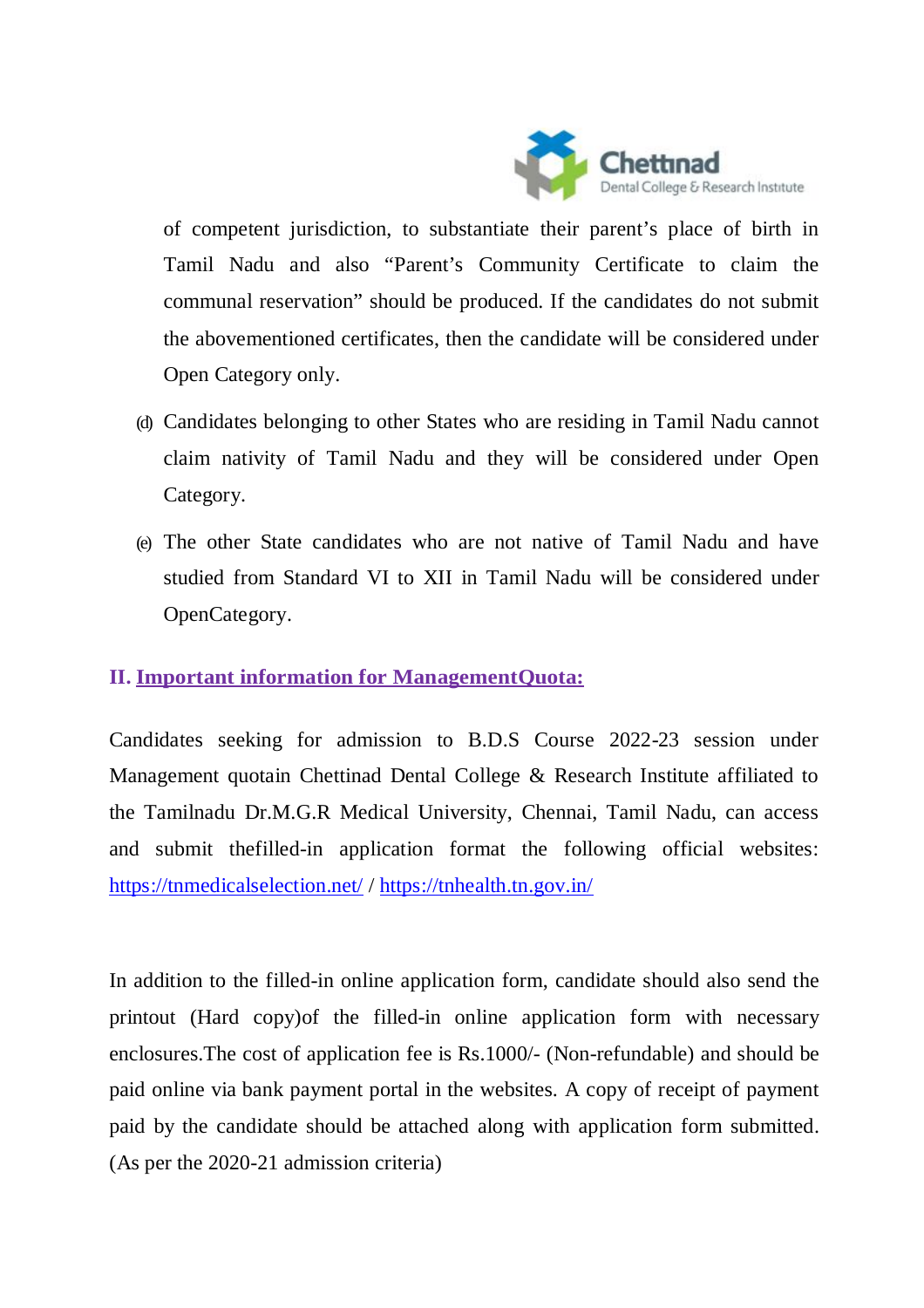of competent jurisdiction, to substantiate their parent's place of birth in Tamil Nadu and also "Parent's Community Certificate to claim the communal reservation" should be produced. If the candidates do not submit the abovementioned certificates, then the candidate will be considered under Open Category only.

(d) Candidates belonging to other States who are residing in Tamil Nadu cannot claim nativity of Tamil Nadu and they will be considered under Open Category.

(e) The other State candidates who are not native of Tamil Nadu and have studied from Standard VI to XII in Tamil Nadu will be considered under OpenCategory.

## II. Important information for ManagementQuota:

Candidates seeking for admission to B.D.S Course 2022-23 session under Management quotain Chettinad Dental College & Research Institute affiliated to the Tamilnadu Dr.M.G.R Medical University, Chennai, Tamil Nadu, can access and submit thefilled-in application format the following official websites: https://tnmedicalselection.net/ / https://tnhealth.tn.gov.in/

In addition to the filled-in online application form, candidate should also send the printout (Hard copy)of the filled-in online application form with necessary enclosures.The cost of application fee is Rs.1000/- (Non-refundable) and should be paid online via bank payment portal in the websites. A copy of receipt of payment paid by the candidate should be attached along with application form submitted. (As per the 2020-21 admission criteria)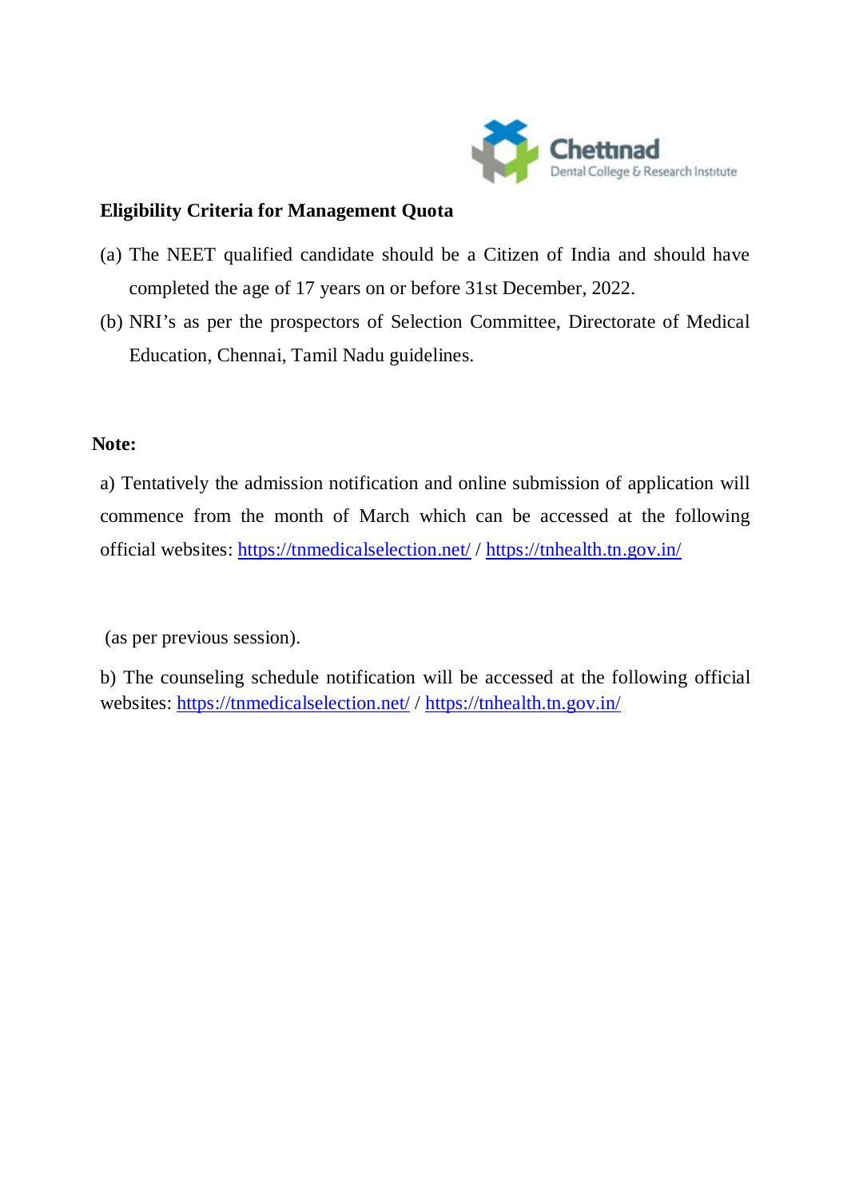**Eligibility Criteria for Management Quota**

(a) The NEET qualified candidate should be a Citizen of India and should have completed the age of 17 years on or before 31st December, 2022.

(b) NRI's as per the prospectors of Selection Committee, Directorate of Medical Education, Chennai, Tamil Nadu guidelines.

**Note:**

a) Tentatively the admission notification and online submission of application will commence from the month of March which can be accessed at the following official websites: https://tnmedicalselection.net/ / https://tnhealth.tn.gov.in/

(as per previous session).

b) The counseling schedule notification will be accessed at the following official websites: https://tnmedicalselection.net/ / https://tnhealth.tn.gov.in/